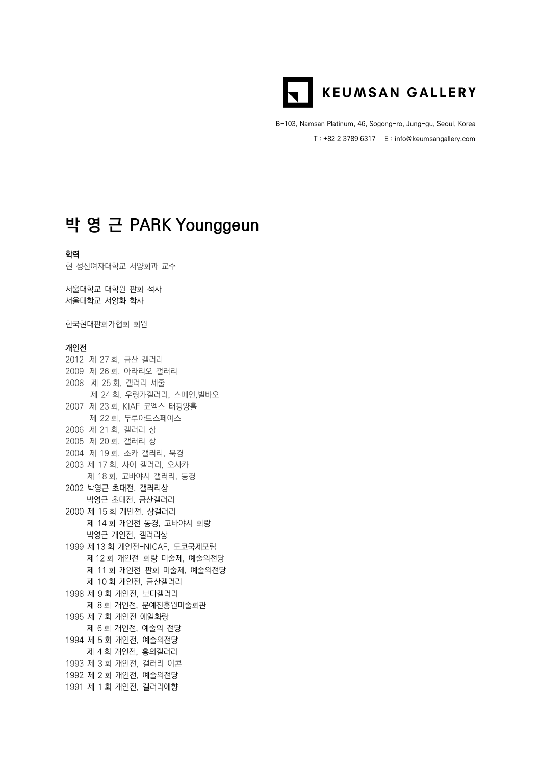KEUMSAN GALLERY

B-103, Namsan Platinum, 46, Sogong-ro, Jung-gu, Seoul, Korea

T : +82 2 3789 6317　E : info@keumsangallery.com

# 박 영 근 PARK Younggeun

**학력**

현 성신여자대학교 서양화과 교수

서울대학교 대학원 판화 석사
서울대학교 서양화 학사

한국현대판화가협회 회원

**개인전**

2012 제 27 회, 금산 갤러리
2009 제 26 회, 아라리오 갤러리
2008 제 25 회, 갤러리 세줄
제 24 회, 우랑가갤러리, 스페인,빌바오
2007 제 23 회, KIAF 코엑스 태평양홀
제 22 회, 두루아트스페이스
2006 제 21 회, 갤러리 상
2005 제 20 회, 갤러리 상
2004 제 19 회, 소카 갤러리, 북경
2003 제 17 회, 사이 갤러리, 오사카
제 18 회, 고바야시 갤러리, 동경
2002 박영근 초대전, 갤러리상
박영근 초대전, 금산갤러리
2000 제 15 회 개인전, 상갤러리
제 14 회 개인전 동경, 고바야시 화랑
박영근 개인전, 갤러리상
1999 제 13 회 개인전-NICAF, 도쿄국제포럼
제 12 회 개인전-화랑 미술제, 예술의전당
제 11 회 개인전-판화 미술제, 예술의전당
제 10 회 개인전, 금산갤러리
1998 제 9 회 개인전, 보다갤러리
제 8 회 개인전, 문예진흥원미술회관
1995 제 7 회 개인전 예일화랑
제 6 회 개인전, 예술의 전당
1994 제 5 회 개인전, 예술의전당
제 4 회 개인전, 홍익갤러리
1993 제 3 회 개인전, 갤러리 이콘
1992 제 2 회 개인전, 예술의전당
1991 제 1 회 개인전, 갤러리예향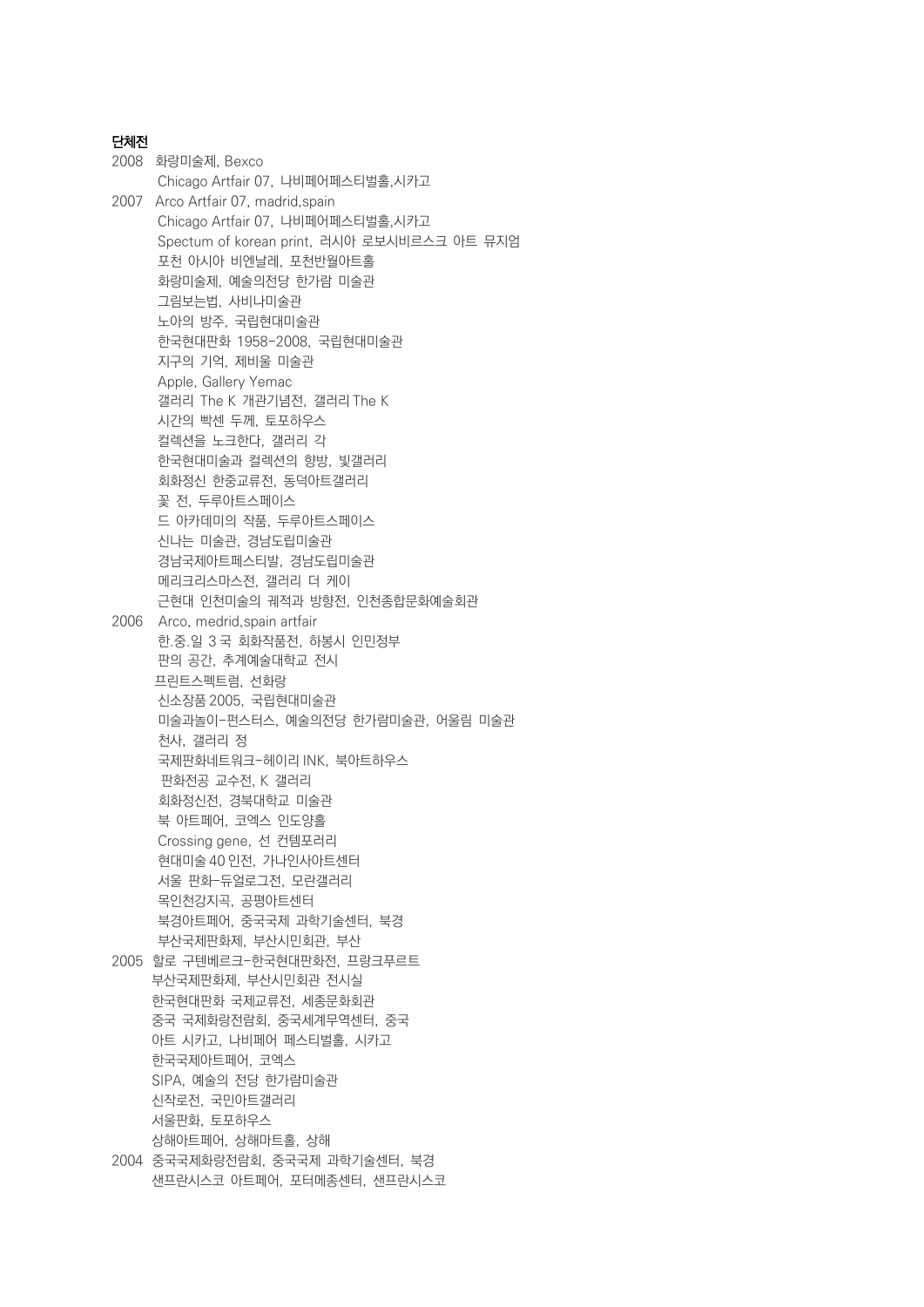**단체전**

2008 화랑미술제, Bexco
Chicago Artfair 07, 나비페어페스티벌홀,시카고

2007 Arco Artfair 07, madrid,spain
Chicago Artfair 07, 나비페어페스티벌홀,시카고
Spectum of korean print, 러시아 로보시비르스크 아트 뮤지엄
포천 아시아 비엔날레, 포천반월아트홀
화랑미술제, 예술의전당 한가람 미술관
그림보는법, 사비나미술관
노아의 방주, 국립현대미술관
한국현대판화 1958-2008, 국립현대미술관
지구의 기억, 제비울 미술관
Apple, Gallery Yemac
갤러리 The K 개관기념전, 갤러리 The K
시간의 빡센 두께, 토포하우스
컬렉션을 노크한다, 갤러리 각
한국현대미술과 컬렉션의 향방, 빛갤러리
회화정신 한중교류전, 동덕아트갤러리
꽃 전, 두루아트스페이스
드 아카데미의 작품, 두루아트스페이스
신나는 미술관, 경남도립미술관
경남국제아트페스티발, 경남도립미술관
메리크리스마스전, 갤러리 더 케이
근현대 인천미술의 궤적과 방향전, 인천종합문화예술회관

2006 Arco, medrid,spain artfair
한.중.일 3국 회화작품전, 하봉시 인민정부
판의 공간, 추계예술대학교 전시
프린트스펙트럼, 선화랑
신소장품 2005, 국립현대미술관
미술과놀이-펀스터스, 예술의전당 한가람미술관, 어울림 미술관
천사, 갤러리 정
국제판화네트워크-헤이리 INK, 북아트하우스
판화전공 교수전, K 갤러리
회화정신전, 경북대학교 미술관
북 아트페어, 코엑스 인도양홀
Crossing gene, 선 컨템포러리
현대미술 40인전, 가나인사아트센터
서울 판화-듀얼로그전, 모란갤러리
목인천강지곡, 공평아트센터
북경아트페어, 중국국제 과학기술센터, 북경
부산국제판화제, 부산시민회관, 부산

2005 할로 구텐베르크-한국현대판화전, 프랑크푸르트
부산국제판화제, 부산시민회관 전시실
한국현대판화 국제교류전, 세종문화회관
중국 국제화랑전람회, 중국세계무역센터, 중국
아트 시카고, 나비페어 페스티벌홀, 시카고
한국국제아트페어, 코엑스
SIPA, 예술의 전당 한가람미술관
신작로전, 국민아트갤러리
서울판화, 토포하우스
상해아트페어, 상해마트홀, 상해

2004 중국국제화랑전람회, 중국국제 과학기술센터, 북경
샌프란시스코 아트페어, 포터메종센터, 샌프란시스코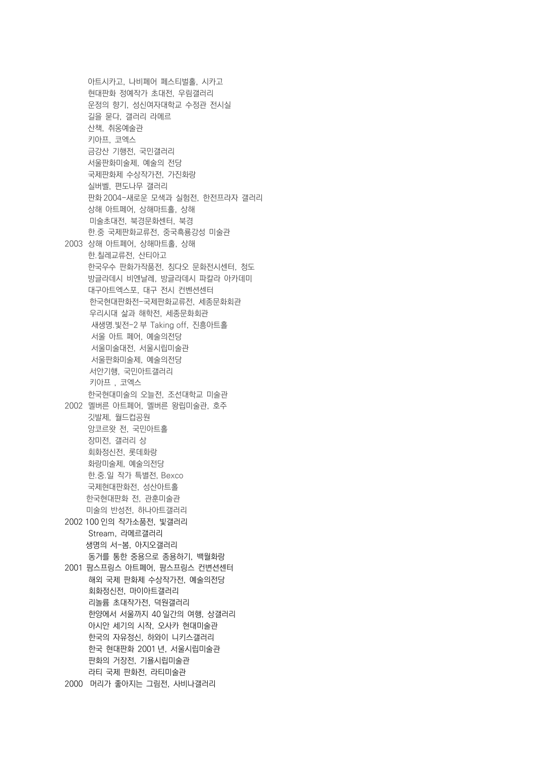아트시카고, 나비페어 페스티벌홀, 시카고
현대판화 정예작가 초대전, 우림갤러리
운정의 향기, 성신여자대학교 수정관 전시실
길을 묻다, 갤러리 라메르
산책, 취옹예술관
키아프, 코엑스
금강산 기행전, 국민갤러리
서울판화미술제, 예술의 전당
국제판화제 수상작가전, 가진화랑
실버벨, 편도나무 갤러리
판화 2004-새로운 모색과 실험전, 한전프라자 갤러리
상해 아트페어, 상해마트홀, 상해
미술초대전, 북경문화센터, 북경
한.중 국제판화교류전, 중국흑룡강성 미술관

2003 상해 아트페어, 상해마트홀, 상해
한.칠레교류전, 산티아고
한국우수 판화가작품전, 칭다오 문화전시센터, 청도
방글라데시 비엔날레, 방글라데시 파칼라 아카데미
대구아트엑스포, 대구 전시 컨벤션센터
한국현대판화전-국제판화교류전, 세종문화회관
우리시대 삶과 해학전, 세종문화회관
새생명.빛전-2 부 Taking off, 진흥아트홀
서울 아트 페어, 예술의전당
서울미술대전, 서울시립미술관
서울판화미술제, 예술의전당
서안기행, 국민아트갤러리
키아프 , 코엑스
한국현대미술의 오늘전, 조선대학교 미술관

2002 멜버른 아트페어, 멜버른 왕립미술관, 호주
깃발제, 월드컵공원
앙코르왓 전, 국민아트홀
장미전, 갤러리 상
회화정신전, 롯데화랑
화랑미술제, 예술의전당
한.중.일 작가 특별전, Bexco
국제현대판화전, 성산아트홀
한국현대판화 전, 관훈미술관
미술의 반성전, 하나아트갤러리

2002 100 인의 작가소품전, 빛갤러리
Stream, 라메르갤러리
생명의 서-봄, 아지오갤러리
동거를 통한 중용으로 종용하기, 백월화랑

2001 팜스프링스 아트페어, 팜스프링스 컨벤션센터
해외 국제 판화제 수상작가전, 예술의전당
회화정신전, 마이아트갤러리
리놀륨 초대작가전, 덕원갤러리
한양에서 서울까지 40 일간의 여행, 상갤러리
아시안 세기의 시작, 오사카 현대미술관
한국의 자유정신, 하와이 니키스갤러리
한국 현대판화 2001 년, 서울시립미술관
판화의 거장전, 기욜시립미술관
라티 국제 판화전, 라티미술관

2000 머리가 좋아지는 그림전, 사비나갤러리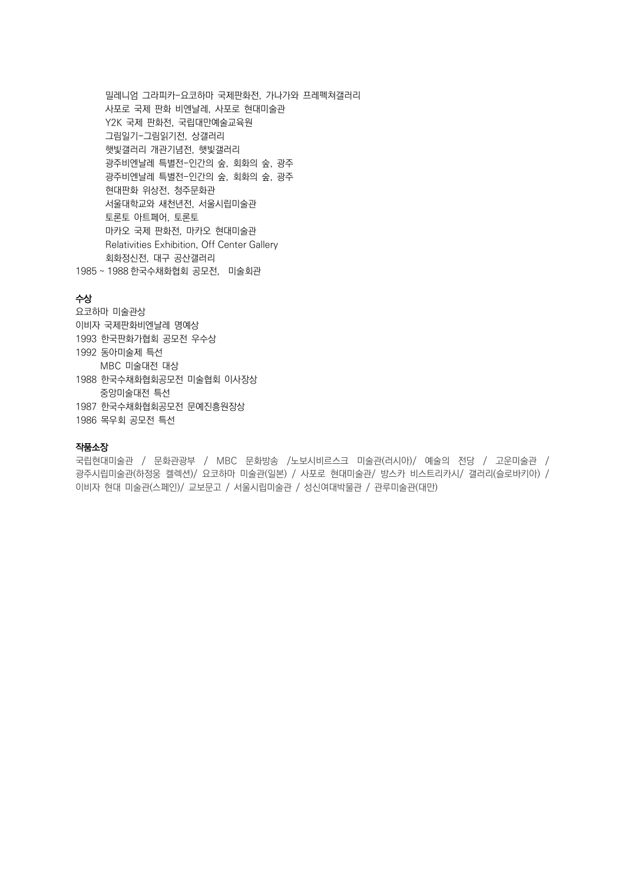밀레니엄 그라피카-요코하마 국제판화전, 가나가와 프레펙쳐갤러리
사포로 국제 판화 비엔날레, 사포로 현대미술관
Y2K 국제 판화전, 국립대만예술교육원
그림일기-그림읽기전, 상갤러리
햇빛갤러리 개관기념전, 햇빛갤러리
광주비엔날레 특별전-인간의 숲, 회화의 숲, 광주
광주비엔날레 특별전-인간의 숲, 회화의 숲, 광주
현대판화 위상전, 청주문화관
서울대학교와 새천년전, 서울시립미술관
토론토 아트페어, 토론토
마카오 국제 판화전, 마카오 현대미술관
Relativities Exhibition, Off Center Gallery
회화정신전, 대구 공산갤러리
1985 ~ 1988 한국수채화협회 공모전, 미술회관

### 수상

요코하마 미술관상
이비자 국제판화비엔날레 명예상
1993 한국판화가협회 공모전 우수상
1992 동아미술제 특선
MBC 미술대전 대상
1988 한국수채화협회공모전 미술협회 이사장상
중앙미술대전 특선
1987 한국수채화협회공모전 문예진흥원장상
1986 목우회 공모전 특선

### 작품소장

국립현대미술관 / 문화관광부 / MBC 문화방송 /노보시비르스크 미술관(러시아)/ 예술의 전당 / 고운미술관 / 광주시립미술관(하정웅 켈렉션)/ 요코하마 미술관(일본) / 사포로 현대미술관/ 방스카 비스트리카시/ 갤러리(슬로바키아) / 이비자 현대 미술관(스페인)/ 교보문고 / 서울시립미술관 / 성신여대박물관 / 관루미술관(대만)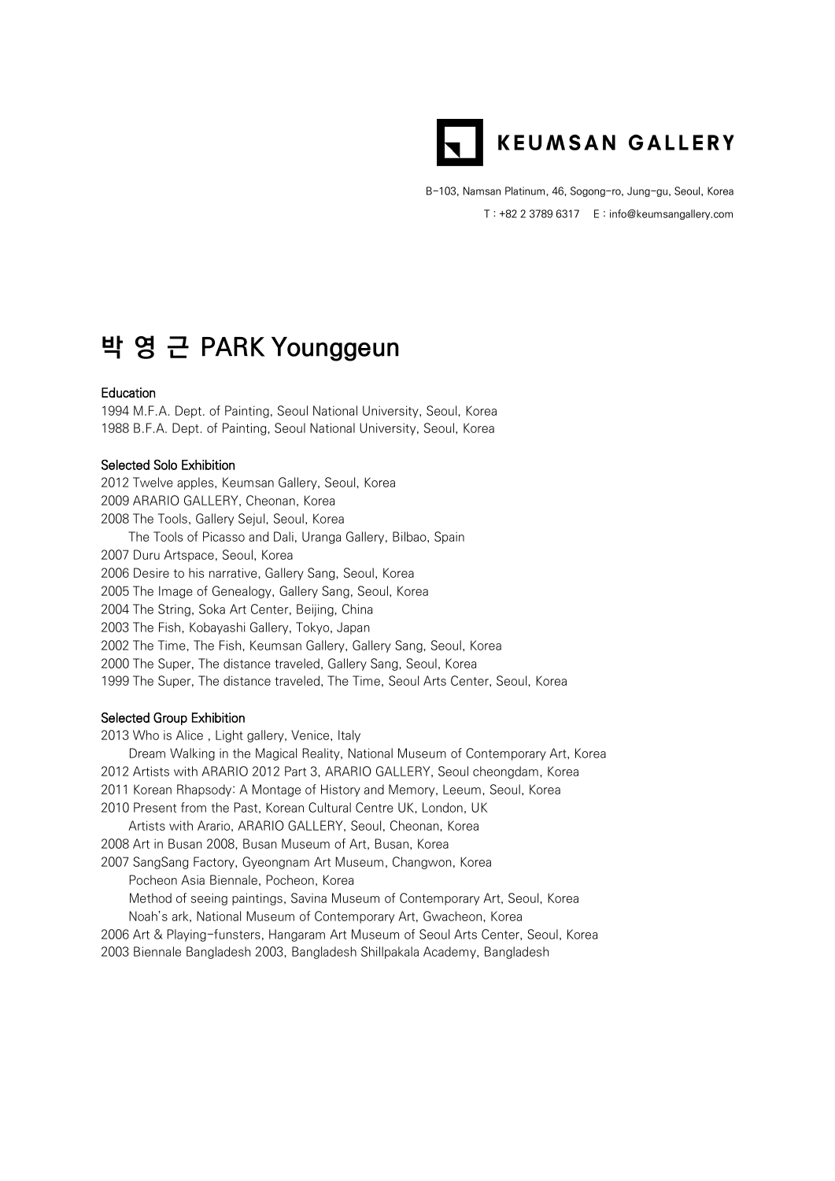KEUMSAN GALLERY

B-103, Namsan Platinum, 46, Sogong-ro, Jung-gu, Seoul, Korea

T : +82 2 3789 6317 E : info@keumsangallery.com

# 박 영 근 PARK Younggeun

## Education

1994 M.F.A. Dept. of Painting, Seoul National University, Seoul, Korea
1988 B.F.A. Dept. of Painting, Seoul National University, Seoul, Korea

## Selected Solo Exhibition

2012 Twelve apples, Keumsan Gallery, Seoul, Korea
2009 ARARIO GALLERY, Cheonan, Korea
2008 The Tools, Gallery Sejul, Seoul, Korea
  The Tools of Picasso and Dali, Uranga Gallery, Bilbao, Spain
2007 Duru Artspace, Seoul, Korea
2006 Desire to his narrative, Gallery Sang, Seoul, Korea
2005 The Image of Genealogy, Gallery Sang, Seoul, Korea
2004 The String, Soka Art Center, Beijing, China
2003 The Fish, Kobayashi Gallery, Tokyo, Japan
2002 The Time, The Fish, Keumsan Gallery, Gallery Sang, Seoul, Korea
2000 The Super, The distance traveled, Gallery Sang, Seoul, Korea
1999 The Super, The distance traveled, The Time, Seoul Arts Center, Seoul, Korea

## Selected Group Exhibition

2013 Who is Alice , Light gallery, Venice, Italy
  Dream Walking in the Magical Reality, National Museum of Contemporary Art, Korea
2012 Artists with ARARIO 2012 Part 3, ARARIO GALLERY, Seoul cheongdam, Korea
2011 Korean Rhapsody: A Montage of History and Memory, Leeum, Seoul, Korea
2010 Present from the Past, Korean Cultural Centre UK, London, UK
  Artists with Arario, ARARIO GALLERY, Seoul, Cheonan, Korea
2008 Art in Busan 2008, Busan Museum of Art, Busan, Korea
2007 SangSang Factory, Gyeongnam Art Museum, Changwon, Korea
  Pocheon Asia Biennale, Pocheon, Korea
  Method of seeing paintings, Savina Museum of Contemporary Art, Seoul, Korea
  Noah's ark, National Museum of Contemporary Art, Gwacheon, Korea
2006 Art & Playing-funsters, Hangaram Art Museum of Seoul Arts Center, Seoul, Korea
2003 Biennale Bangladesh 2003, Bangladesh Shillpakala Academy, Bangladesh